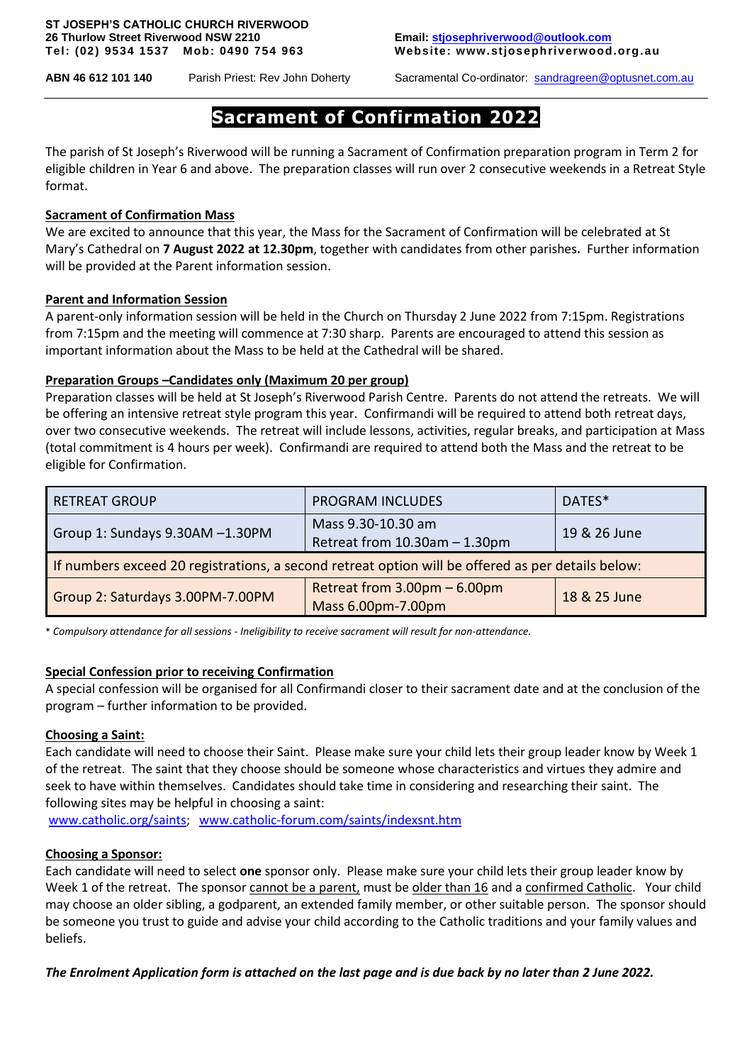**ST JOSEPH'S CATHOLIC CHURCH RIVERWOOD**
**26 Thurlow Street Riverwood NSW 2210**
**Tel: (02) 9534 1537 Mob: 0490 754 963**

**Email: stjosephriverwood@outlook.com**
**Website: www.stjosephriverwood.org.au**

**ABN 46 612 101 140** Parish Priest: Rev John Doherty Sacramental Co-ordinator: sandragreen@optusnet.com.au

# Sacrament of Confirmation 2022

The parish of St Joseph's Riverwood will be running a Sacrament of Confirmation preparation program in Term 2 for eligible children in Year 6 and above. The preparation classes will run over 2 consecutive weekends in a Retreat Style format.

## Sacrament of Confirmation Mass

We are excited to announce that this year, the Mass for the Sacrament of Confirmation will be celebrated at St Mary's Cathedral on **7 August 2022 at 12.30pm**, together with candidates from other parishes**.** Further information will be provided at the Parent information session.

## Parent and Information Session

A parent-only information session will be held in the Church on Thursday 2 June 2022 from 7:15pm. Registrations from 7:15pm and the meeting will commence at 7:30 sharp. Parents are encouraged to attend this session as important information about the Mass to be held at the Cathedral will be shared.

## Preparation Groups –Candidates only (Maximum 20 per group)

Preparation classes will be held at St Joseph's Riverwood Parish Centre. Parents do not attend the retreats. We will be offering an intensive retreat style program this year. Confirmandi will be required to attend both retreat days, over two consecutive weekends. The retreat will include lessons, activities, regular breaks, and participation at Mass (total commitment is 4 hours per week). Confirmandi are required to attend both the Mass and the retreat to be eligible for Confirmation.

| RETREAT GROUP | PROGRAM INCLUDES | DATES* |
|---|---|---|
| Group 1: Sundays 9.30AM –1.30PM | Mass 9.30-10.30 am<br>Retreat from 10.30am – 1.30pm | 19 & 26 June |
| If numbers exceed 20 registrations, a second retreat option will be offered as per details below: | | |
| Group 2: Saturdays 3.00PM-7.00PM | Retreat from 3.00pm – 6.00pm<br>Mass 6.00pm-7.00pm | 18 & 25 June |

\* *Compulsory attendance for all sessions - Ineligibility to receive sacrament will result for non-attendance.*

## Special Confession prior to receiving Confirmation

A special confession will be organised for all Confirmandi closer to their sacrament date and at the conclusion of the program – further information to be provided.

## Choosing a Saint:

Each candidate will need to choose their Saint. Please make sure your child lets their group leader know by Week 1 of the retreat. The saint that they choose should be someone whose characteristics and virtues they admire and seek to have within themselves. Candidates should take time in considering and researching their saint. The following sites may be helpful in choosing a saint:
www.catholic.org/saints; www.catholic-forum.com/saints/indexsnt.htm

## Choosing a Sponsor:

Each candidate will need to select **one** sponsor only. Please make sure your child lets their group leader know by Week 1 of the retreat. The sponsor cannot be a parent, must be older than 16 and a confirmed Catholic. Your child may choose an older sibling, a godparent, an extended family member, or other suitable person. The sponsor should be someone you trust to guide and advise your child according to the Catholic traditions and your family values and beliefs.

***The Enrolment Application form is attached on the last page and is due back by no later than 2 June 2022.***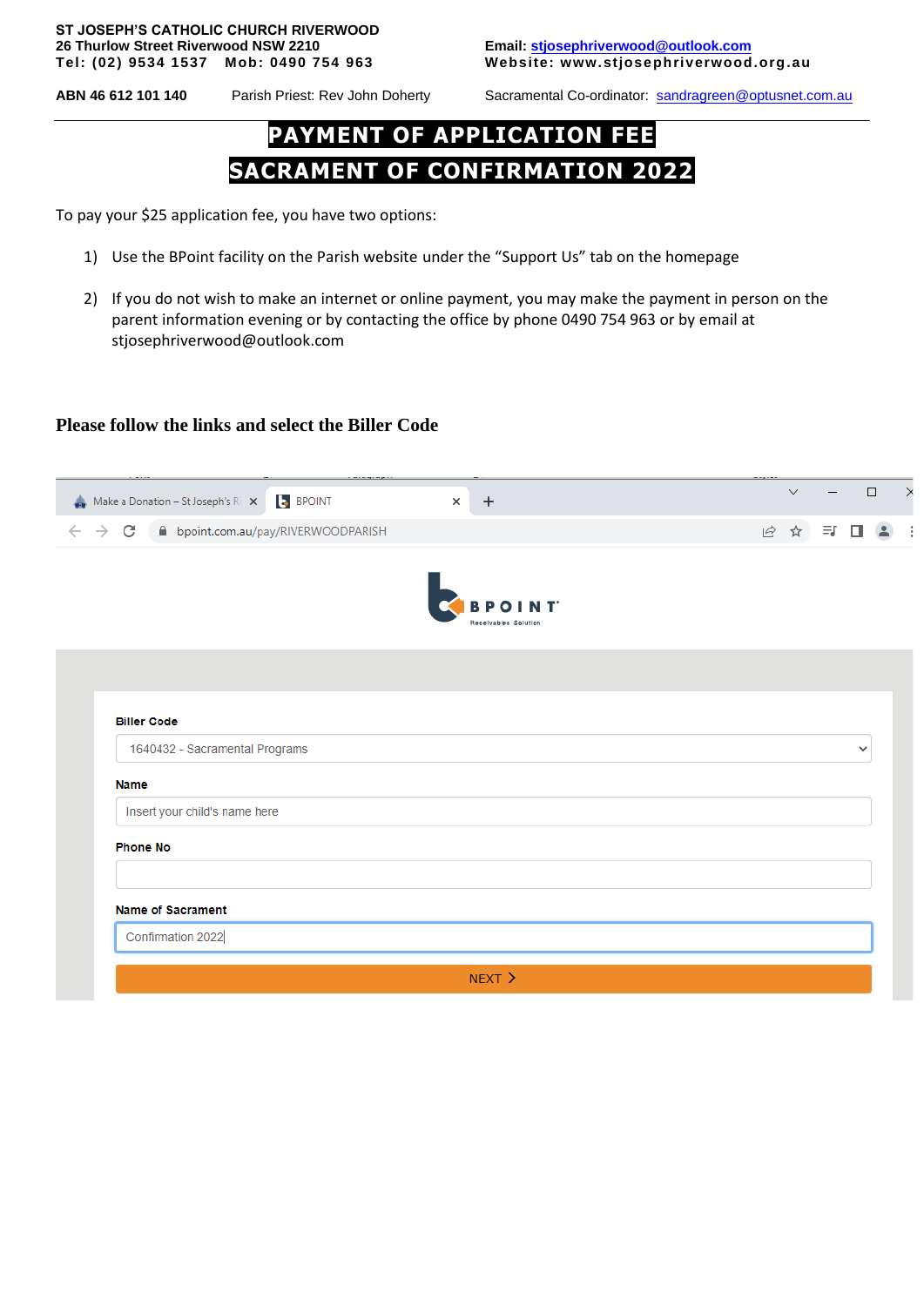**ST JOSEPH'S CATHOLIC CHURCH RIVERWOOD**
**26 Thurlow Street Riverwood NSW 2210**
**Tel: (02) 9534 1537 Mob: 0490 754 963**

**Email: stjosephriverwood@outlook.com**
**Website: www.stjosephriverwood.org.au**

**ABN 46 612 101 140** Parish Priest: Rev John Doherty Sacramental Co-ordinator: sandragreen@optusnet.com.au

# PAYMENT OF APPLICATION FEE

# SACRAMENT OF CONFIRMATION 2022

To pay your $25 application fee, you have two options:

1) Use the BPoint facility on the Parish website under the "Support Us" tab on the homepage

2) If you do not wish to make an internet or online payment, you may make the payment in person on the parent information evening or by contacting the office by phone 0490 754 963 or by email at stjosephriverwood@outlook.com

## Please follow the links and select the Biller Code

Make a Donation – St Joseph's R

BPOINT

bpoint.com.au/pay/RIVERWOODPARISH

BPOINT Receivables Solution

**Biller Code**

1640432 - Sacramental Programs

**Name**

Insert your child's name here

**Phone No**

**Name of Sacrament**

Confirmation 2022

NEXT >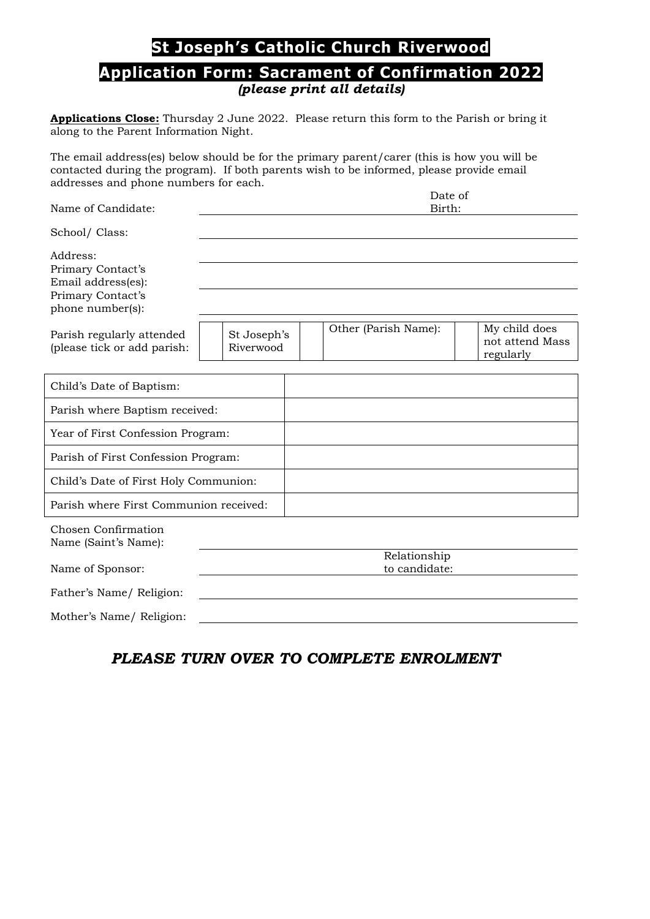# St Joseph's Catholic Church Riverwood

## Application Form: Sacrament of Confirmation 2022

***(please print all details)***

**Applications Close:** Thursday 2 June 2022. Please return this form to the Parish or bring it along to the Parent Information Night.

The email address(es) below should be for the primary parent/carer (this is how you will be contacted during the program). If both parents wish to be informed, please provide email addresses and phone numbers for each.

Name of Candidate: ____________________ Date of Birth: ____________

School/ Class: ____________________

Address: ____________________

Primary Contact's Email address(es): ____________________

Primary Contact's phone number(s): ____________________

| Parish regularly attended (please tick or add parish: | | St Joseph's Riverwood | | Other (Parish Name): | | My child does not attend Mass regularly |
|---|---|---|---|---|---|---|

| | |
|---|---|
| Child's Date of Baptism: | |
| Parish where Baptism received: | |
| Year of First Confession Program: | |
| Parish of First Confession Program: | |
| Child's Date of First Holy Communion: | |
| Parish where First Communion received: | |

Chosen Confirmation Name (Saint's Name): ____________________

Name of Sponsor: ____________________ Relationship to candidate: ____________

Father's Name/ Religion: ____________________

Mother's Name/ Religion: ____________________

***PLEASE TURN OVER TO COMPLETE ENROLMENT***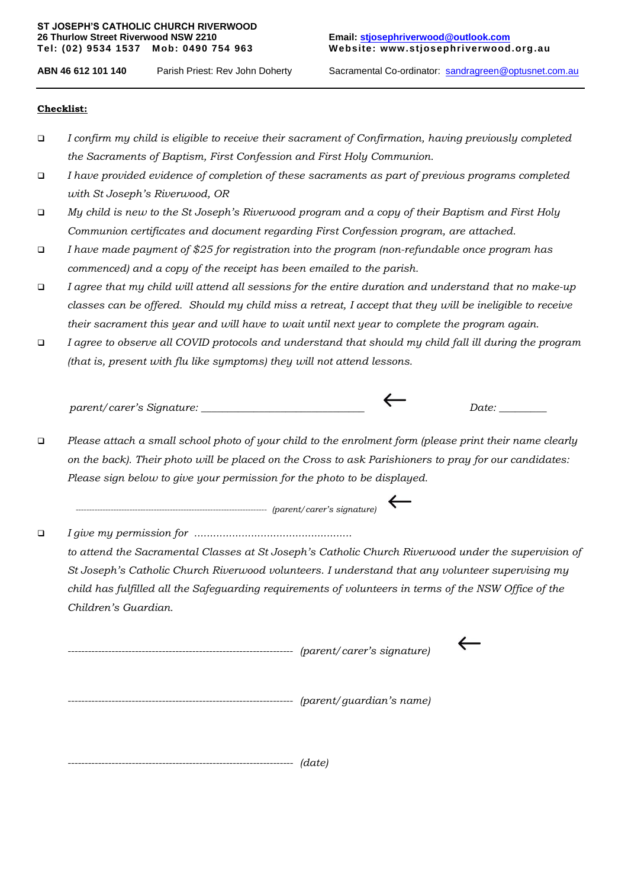**ST JOSEPH'S CATHOLIC CHURCH RIVERWOOD**
**26 Thurlow Street Riverwood NSW 2210**
**Tel: (02) 9534 1537 Mob: 0490 754 963**

**Email: stjosephriverwood@outlook.com**
**Website: www.stjosephriverwood.org.au**

**ABN 46 612 101 140** Parish Priest: Rev John Doherty Sacramental Co-ordinator: sandragreen@optusnet.com.au

---

**Checklist:**

- ❑ *I confirm my child is eligible to receive their sacrament of Confirmation, having previously completed the Sacraments of Baptism, First Confession and First Holy Communion.*
- ❑ *I have provided evidence of completion of these sacraments as part of previous programs completed with St Joseph's Riverwood, OR*
- ❑ *My child is new to the St Joseph's Riverwood program and a copy of their Baptism and First Holy Communion certificates and document regarding First Confession program, are attached.*
- ❑ *I have made payment of $25 for registration into the program (non-refundable once program has commenced) and a copy of the receipt has been emailed to the parish.*
- ❑ *I agree that my child will attend all sessions for the entire duration and understand that no make-up classes can be offered. Should my child miss a retreat, I accept that they will be ineligible to receive their sacrament this year and will have to wait until next year to complete the program again.*
- ❑ *I agree to observe all COVID protocols and understand that should my child fall ill during the program (that is, present with flu like symptoms) they will not attend lessons.*

*parent/carer's Signature:* ______________________________ ← *Date:* _________

- ❑ *Please attach a small school photo of your child to the enrolment form (please print their name clearly on the back). Their photo will be placed on the Cross to ask Parishioners to pray for our candidates: Please sign below to give your permission for the photo to be displayed.*

-------------------------------------------------------------------- *(parent/carer's signature)* ←

- ❑ *I give my permission for* ..................................................
  *to attend the Sacramental Classes at St Joseph's Catholic Church Riverwood under the supervision of St Joseph's Catholic Church Riverwood volunteers. I understand that any volunteer supervising my child has fulfilled all the Safeguarding requirements of volunteers in terms of the NSW Office of the Children's Guardian.*

-------------------------------------------------------------------- *(parent/carer's signature)* ←

-------------------------------------------------------------------- *(parent/guardian's name)*

-------------------------------------------------------------------- *(date)*